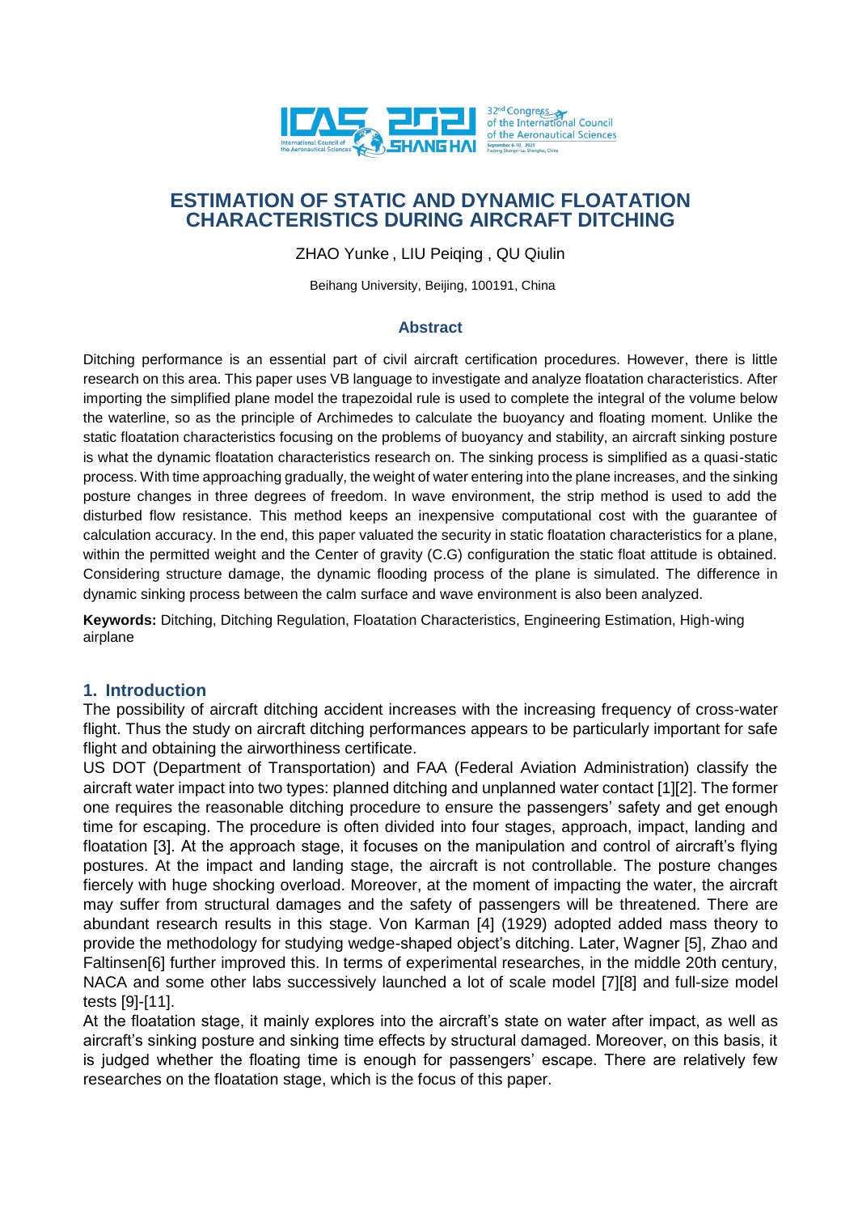# ESTIMATION OF STATIC AND DYNAMIC FLOATATION CHARACTERISTICS DURING AIRCRAFT DITCHING

ZHAO Yunke , LIU Peiqing , QU Qiulin

Beihang University, Beijing, 100191, China

## Abstract

Ditching performance is an essential part of civil aircraft certification procedures. However, there is little research on this area. This paper uses VB language to investigate and analyze floatation characteristics. After importing the simplified plane model the trapezoidal rule is used to complete the integral of the volume below the waterline, so as the principle of Archimedes to calculate the buoyancy and floating moment. Unlike the static floatation characteristics focusing on the problems of buoyancy and stability, an aircraft sinking posture is what the dynamic floatation characteristics research on. The sinking process is simplified as a quasi-static process. With time approaching gradually, the weight of water entering into the plane increases, and the sinking posture changes in three degrees of freedom. In wave environment, the strip method is used to add the disturbed flow resistance. This method keeps an inexpensive computational cost with the guarantee of calculation accuracy. In the end, this paper valuated the security in static floatation characteristics for a plane, within the permitted weight and the Center of gravity (C.G) configuration the static float attitude is obtained. Considering structure damage, the dynamic flooding process of the plane is simulated. The difference in dynamic sinking process between the calm surface and wave environment is also been analyzed.

**Keywords:** Ditching, Ditching Regulation, Floatation Characteristics, Engineering Estimation, High-wing airplane

## 1. Introduction

The possibility of aircraft ditching accident increases with the increasing frequency of cross-water flight. Thus the study on aircraft ditching performances appears to be particularly important for safe flight and obtaining the airworthiness certificate.

US DOT (Department of Transportation) and FAA (Federal Aviation Administration) classify the aircraft water impact into two types: planned ditching and unplanned water contact [1][2]. The former one requires the reasonable ditching procedure to ensure the passengers' safety and get enough time for escaping. The procedure is often divided into four stages, approach, impact, landing and floatation [3]. At the approach stage, it focuses on the manipulation and control of aircraft's flying postures. At the impact and landing stage, the aircraft is not controllable. The posture changes fiercely with huge shocking overload. Moreover, at the moment of impacting the water, the aircraft may suffer from structural damages and the safety of passengers will be threatened. There are abundant research results in this stage. Von Karman [4] (1929) adopted added mass theory to provide the methodology for studying wedge-shaped object's ditching. Later, Wagner [5], Zhao and Faltinsen[6] further improved this. In terms of experimental researches, in the middle 20th century, NACA and some other labs successively launched a lot of scale model [7][8] and full-size model tests [9]-[11].

At the floatation stage, it mainly explores into the aircraft's state on water after impact, as well as aircraft's sinking posture and sinking time effects by structural damaged. Moreover, on this basis, it is judged whether the floating time is enough for passengers' escape. There are relatively few researches on the floatation stage, which is the focus of this paper.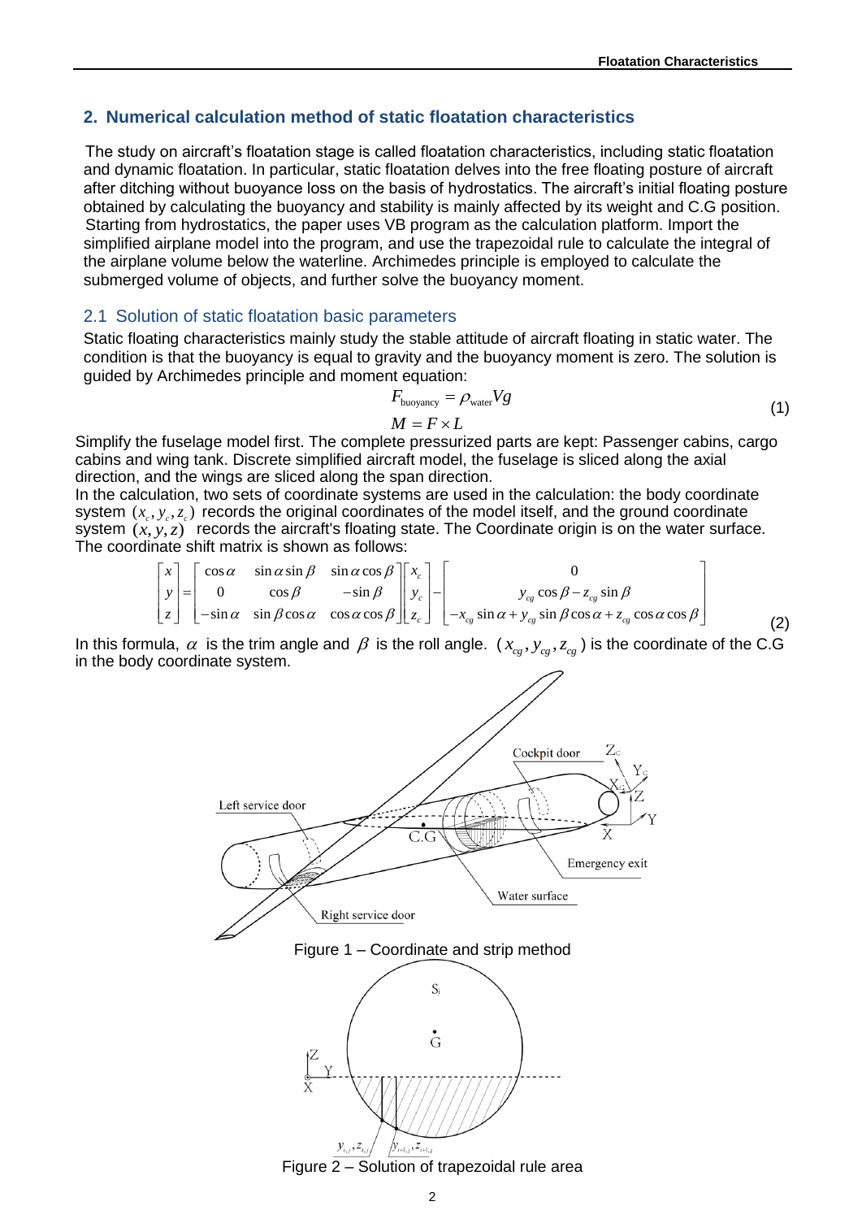## 2. Numerical calculation method of static floatation characteristics

The study on aircraft's floatation stage is called floatation characteristics, including static floatation and dynamic floatation. In particular, static floatation delves into the free floating posture of aircraft after ditching without buoyance loss on the basis of hydrostatics. The aircraft's initial floating posture obtained by calculating the buoyancy and stability is mainly affected by its weight and C.G position. Starting from hydrostatics, the paper uses VB program as the calculation platform. Import the simplified airplane model into the program, and use the trapezoidal rule to calculate the integral of the airplane volume below the waterline. Archimedes principle is employed to calculate the submerged volume of objects, and further solve the buoyancy moment.

### 2.1 Solution of static floatation basic parameters

Static floating characteristics mainly study the stable attitude of aircraft floating in static water. The condition is that the buoyancy is equal to gravity and the buoyancy moment is zero. The solution is guided by Archimedes principle and moment equation:

$$F_{\text{buoyancy}} = \rho_{\text{water}} V g$$
$$M = F \times L \tag{1}$$

Simplify the fuselage model first. The complete pressurized parts are kept: Passenger cabins, cargo cabins and wing tank. Discrete simplified aircraft model, the fuselage is sliced along the axial direction, and the wings are sliced along the span direction.

In the calculation, two sets of coordinate systems are used in the calculation: the body coordinate system $(x_c, y_c, z_c)$ records the original coordinates of the model itself, and the ground coordinate system $(x, y, z)$ records the aircraft's floating state. The Coordinate origin is on the water surface. The coordinate shift matrix is shown as follows:

$$\begin{bmatrix} x \\ y \\ z \end{bmatrix} = \begin{bmatrix} \cos\alpha & \sin\alpha\sin\beta & \sin\alpha\cos\beta \\ 0 & \cos\beta & -\sin\beta \\ -\sin\alpha & \sin\beta\cos\alpha & \cos\alpha\cos\beta \end{bmatrix} \begin{bmatrix} x_c \\ y_c \\ z_c \end{bmatrix} - \begin{bmatrix} 0 \\ y_{cg}\cos\beta - z_{cg}\sin\beta \\ -x_{cg}\sin\alpha + y_{cg}\sin\beta\cos\alpha + z_{cg}\cos\alpha\cos\beta \end{bmatrix} \tag{2}$$

In this formula, $\alpha$ is the trim angle and $\beta$ is the roll angle. $(x_{cg}, y_{cg}, z_{cg})$ is the coordinate of the C.G in the body coordinate system.

Figure 1 – Coordinate and strip method

Figure 2 – Solution of trapezoidal rule area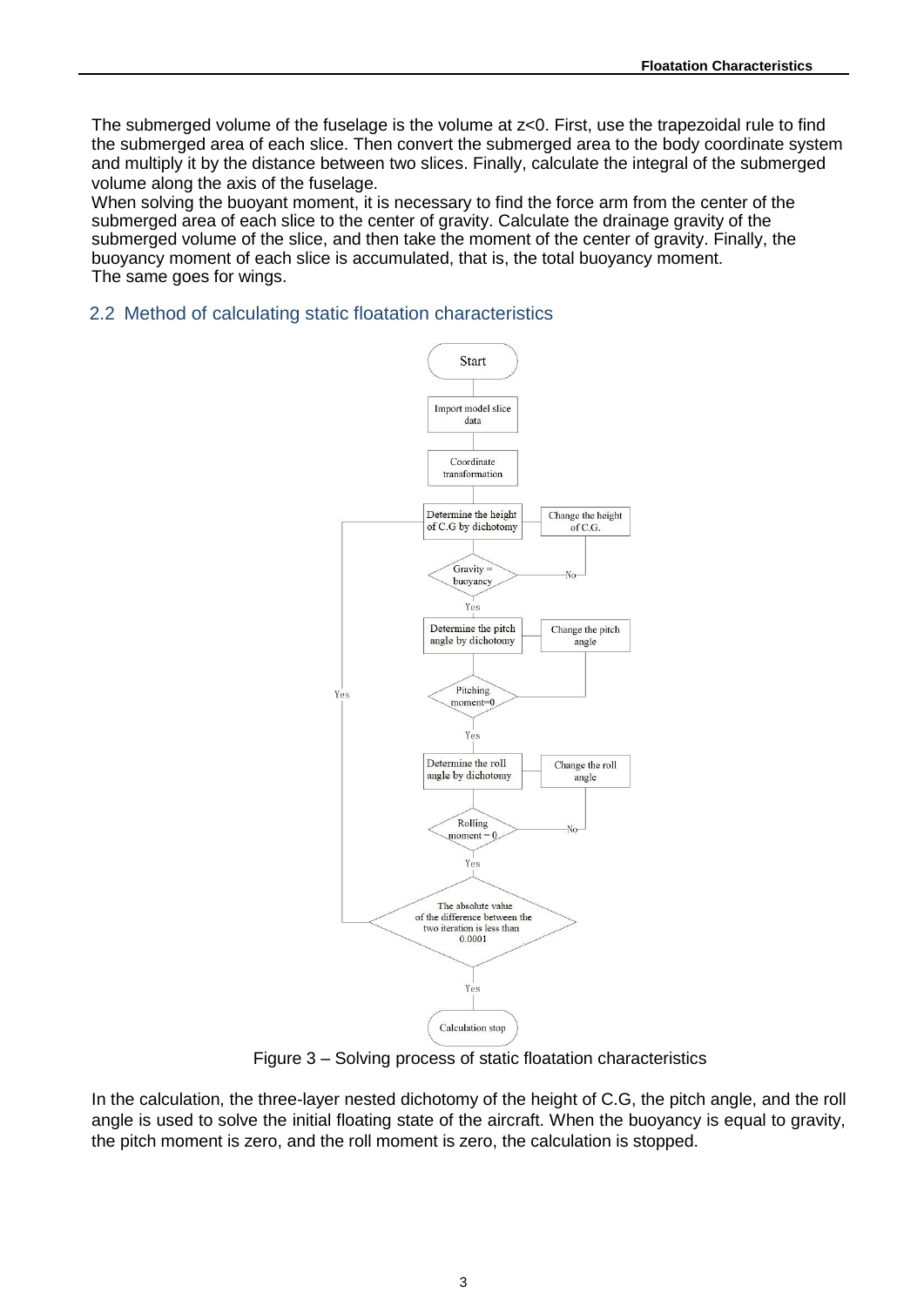The submerged volume of the fuselage is the volume at z<0. First, use the trapezoidal rule to find the submerged area of each slice. Then convert the submerged area to the body coordinate system and multiply it by the distance between two slices. Finally, calculate the integral of the submerged volume along the axis of the fuselage.
When solving the buoyant moment, it is necessary to find the force arm from the center of the submerged area of each slice to the center of gravity. Calculate the drainage gravity of the submerged volume of the slice, and then take the moment of the center of gravity. Finally, the buoyancy moment of each slice is accumulated, that is, the total buoyancy moment.
The same goes for wings.

## 2.2 Method of calculating static floatation characteristics

Figure 3 – Solving process of static floatation characteristics

In the calculation, the three-layer nested dichotomy of the height of C.G, the pitch angle, and the roll angle is used to solve the initial floating state of the aircraft. When the buoyancy is equal to gravity, the pitch moment is zero, and the roll moment is zero, the calculation is stopped.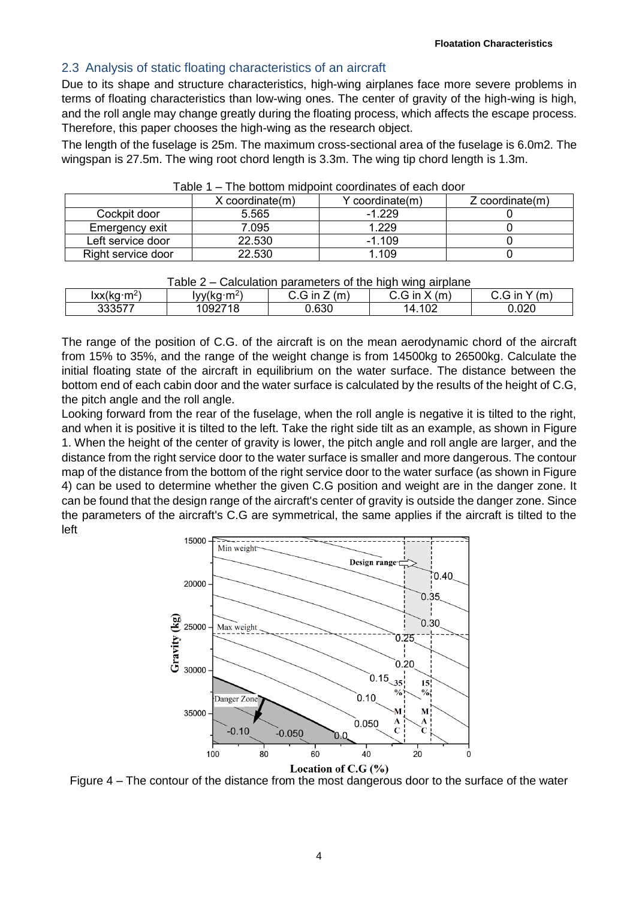## 2.3 Analysis of static floating characteristics of an aircraft

Due to its shape and structure characteristics, high-wing airplanes face more severe problems in terms of floating characteristics than low-wing ones. The center of gravity of the high-wing is high, and the roll angle may change greatly during the floating process, which affects the escape process. Therefore, this paper chooses the high-wing as the research object.

The length of the fuselage is 25m. The maximum cross-sectional area of the fuselage is 6.0m2. The wingspan is 27.5m. The wing root chord length is 3.3m. The wing tip chord length is 1.3m.

Table 1 – The bottom midpoint coordinates of each door

| | X coordinate(m) | Y coordinate(m) | Z coordinate(m) |
|---|---|---|---|
| Cockpit door | 5.565 | -1.229 | 0 |
| Emergency exit | 7.095 | 1.229 | 0 |
| Left service door | 22.530 | -1.109 | 0 |
| Right service door | 22.530 | 1.109 | 0 |

Table 2 – Calculation parameters of the high wing airplane

| Ixx($kg \cdot m^2$) | Iyy($kg \cdot m^2$) | C.G in Z (m) | C.G in X (m) | C.G in Y (m) |
|---|---|---|---|---|
| 333577 | 1092718 | 0.630 | 14.102 | 0.020 |

The range of the position of C.G. of the aircraft is on the mean aerodynamic chord of the aircraft from 15% to 35%, and the range of the weight change is from 14500kg to 26500kg. Calculate the initial floating state of the aircraft in equilibrium on the water surface. The distance between the bottom end of each cabin door and the water surface is calculated by the results of the height of C.G, the pitch angle and the roll angle.

Looking forward from the rear of the fuselage, when the roll angle is negative it is tilted to the right, and when it is positive it is tilted to the left. Take the right side tilt as an example, as shown in Figure 1. When the height of the center of gravity is lower, the pitch angle and roll angle are larger, and the distance from the right service door to the water surface is smaller and more dangerous. The contour map of the distance from the bottom of the right service door to the water surface (as shown in Figure 4) can be used to determine whether the given C.G position and weight are in the danger zone. It can be found that the design range of the aircraft's center of gravity is outside the danger zone. Since the parameters of the aircraft's C.G are symmetrical, the same applies if the aircraft is tilted to the left

Figure 4 – The contour of the distance from the most dangerous door to the surface of the water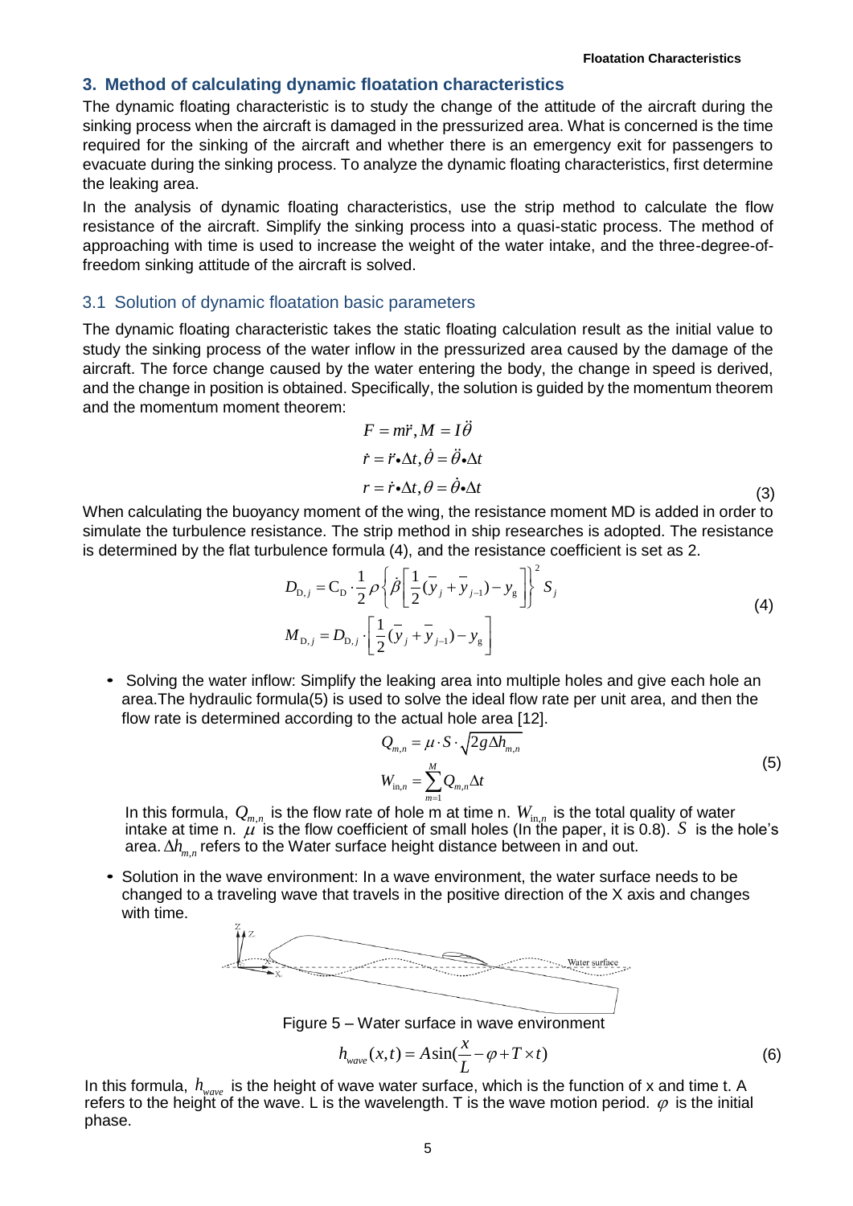## 3. Method of calculating dynamic floatation characteristics

The dynamic floating characteristic is to study the change of the attitude of the aircraft during the sinking process when the aircraft is damaged in the pressurized area. What is concerned is the time required for the sinking of the aircraft and whether there is an emergency exit for passengers to evacuate during the sinking process. To analyze the dynamic floating characteristics, first determine the leaking area.

In the analysis of dynamic floating characteristics, use the strip method to calculate the flow resistance of the aircraft. Simplify the sinking process into a quasi-static process. The method of approaching with time is used to increase the weight of the water intake, and the three-degree-of-freedom sinking attitude of the aircraft is solved.

### 3.1 Solution of dynamic floatation basic parameters

The dynamic floating characteristic takes the static floating calculation result as the initial value to study the sinking process of the water inflow in the pressurized area caused by the damage of the aircraft. The force change caused by the water entering the body, the change in speed is derived, and the change in position is obtained. Specifically, the solution is guided by the momentum theorem and the momentum moment theorem:

$$
\begin{aligned}
F &= m\ddot{r}, M = I\ddot{\theta} \\
\dot{r} &= \ddot{r} \bullet \Delta t, \dot{\theta} = \ddot{\theta} \bullet \Delta t \\
r &= \dot{r} \bullet \Delta t, \theta = \dot{\theta} \bullet \Delta t
\end{aligned}
\tag{3}
$$

When calculating the buoyancy moment of the wing, the resistance moment MD is added in order to simulate the turbulence resistance. The strip method in ship researches is adopted. The resistance is determined by the flat turbulence formula (4), and the resistance coefficient is set as 2.

$$
\begin{aligned}
D_{\mathrm{D},j} &= \mathrm{C_D} \cdot \frac{1}{2}\rho\left\{\dot{\beta}\left[\frac{1}{2}(\bar{y}_j + \bar{y}_{j-1}) - y_g\right]\right\}^2 S_j \\
M_{\mathrm{D},j} &= D_{\mathrm{D},j} \cdot \left[\frac{1}{2}(\bar{y}_j + \bar{y}_{j-1}) - y_g\right]
\end{aligned}
\tag{4}
$$

- Solving the water inflow: Simplify the leaking area into multiple holes and give each hole an area.The hydraulic formula(5) is used to solve the ideal flow rate per unit area, and then the flow rate is determined according to the actual hole area [12].

$$
\begin{aligned}
Q_{m,n} &= \mu \cdot S \cdot \sqrt{2g\Delta h_{m,n}} \\
W_{\mathrm{in},n} &= \sum_{m=1}^{M} Q_{m,n}\Delta t
\end{aligned}
\tag{5}
$$

In this formula, $Q_{m,n}$ is the flow rate of hole m at time n. $W_{\mathrm{in},n}$ is the total quality of water intake at time n. $\mu$ is the flow coefficient of small holes (In the paper, it is 0.8). $S$ is the hole's area. $\Delta h_{m,n}$ refers to the Water surface height distance between in and out.

- Solution in the wave environment: In a wave environment, the water surface needs to be changed to a traveling wave that travels in the positive direction of the X axis and changes with time.

Figure 5 – Water surface in wave environment

$$
h_{wave}(x,t) = A\sin\left(\frac{x}{L} - \varphi + T \times t\right) \tag{6}
$$

In this formula, $h_{wave}$ is the height of wave water surface, which is the function of x and time t. A refers to the height of the wave. L is the wavelength. T is the wave motion period. $\varphi$ is the initial phase.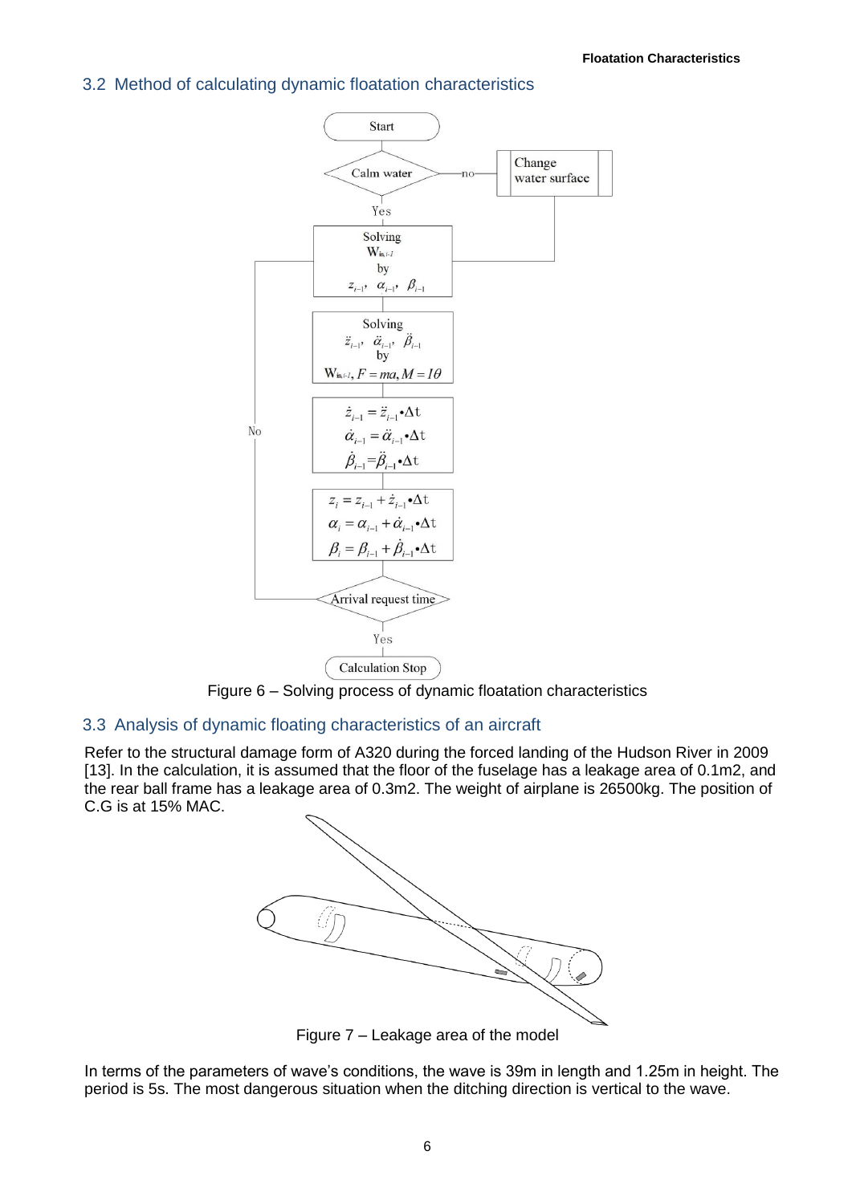## 3.2 Method of calculating dynamic floatation characteristics

Figure 6 – Solving process of dynamic floatation characteristics

## 3.3 Analysis of dynamic floating characteristics of an aircraft

Refer to the structural damage form of A320 during the forced landing of the Hudson River in 2009 [13]. In the calculation, it is assumed that the floor of the fuselage has a leakage area of 0.1m2, and the rear ball frame has a leakage area of 0.3m2. The weight of airplane is 26500kg. The position of C.G is at 15% MAC.

Figure 7 – Leakage area of the model

In terms of the parameters of wave's conditions, the wave is 39m in length and 1.25m in height. The period is 5s. The most dangerous situation when the ditching direction is vertical to the wave.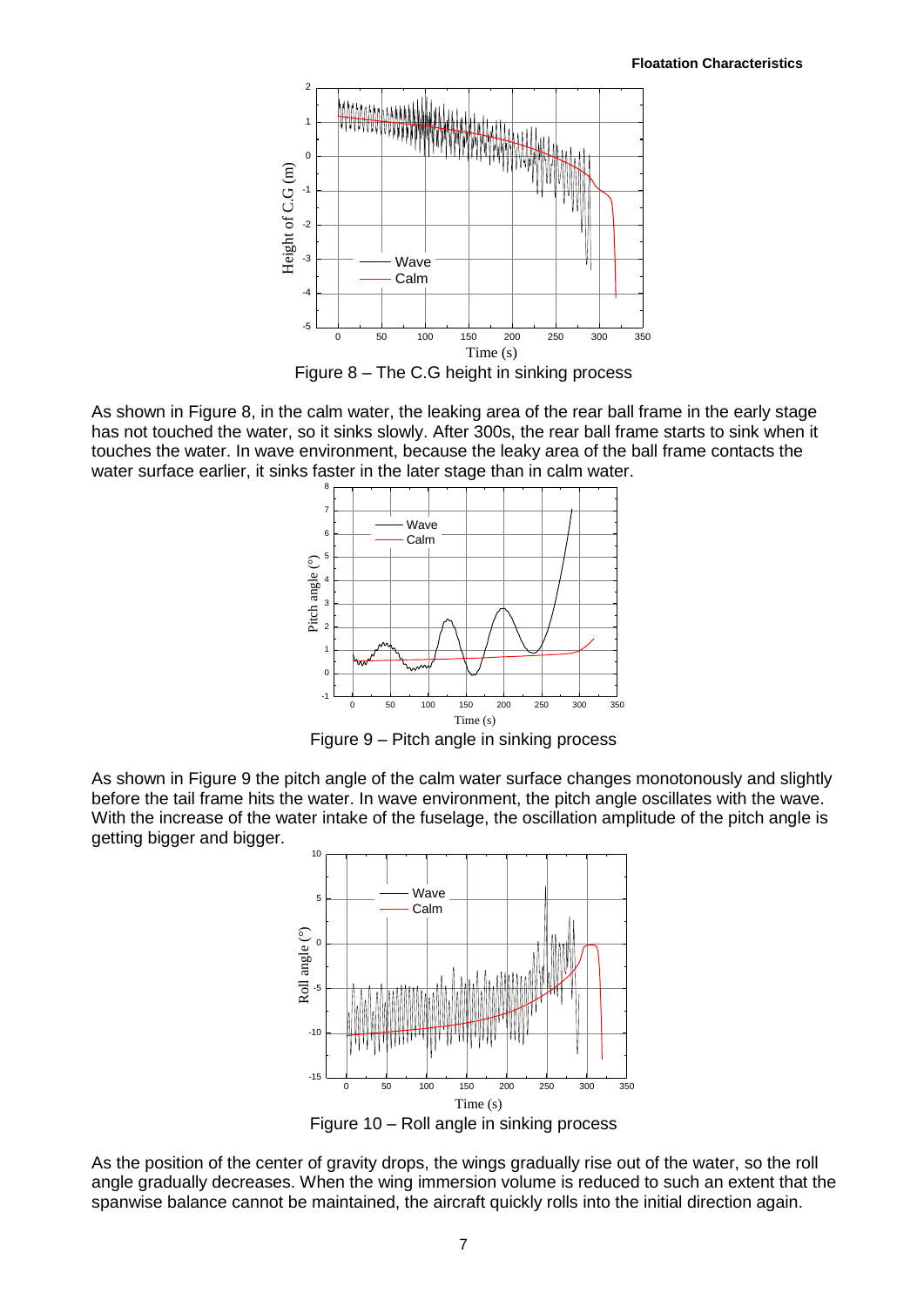Figure 8 – The C.G height in sinking process

As shown in Figure 8, in the calm water, the leaking area of the rear ball frame in the early stage has not touched the water, so it sinks slowly. After 300s, the rear ball frame starts to sink when it touches the water. In wave environment, because the leaky area of the ball frame contacts the water surface earlier, it sinks faster in the later stage than in calm water.

Figure 9 – Pitch angle in sinking process

As shown in Figure 9 the pitch angle of the calm water surface changes monotonously and slightly before the tail frame hits the water. In wave environment, the pitch angle oscillates with the wave. With the increase of the water intake of the fuselage, the oscillation amplitude of the pitch angle is getting bigger and bigger.

Figure 10 – Roll angle in sinking process

As the position of the center of gravity drops, the wings gradually rise out of the water, so the roll angle gradually decreases. When the wing immersion volume is reduced to such an extent that the spanwise balance cannot be maintained, the aircraft quickly rolls into the initial direction again.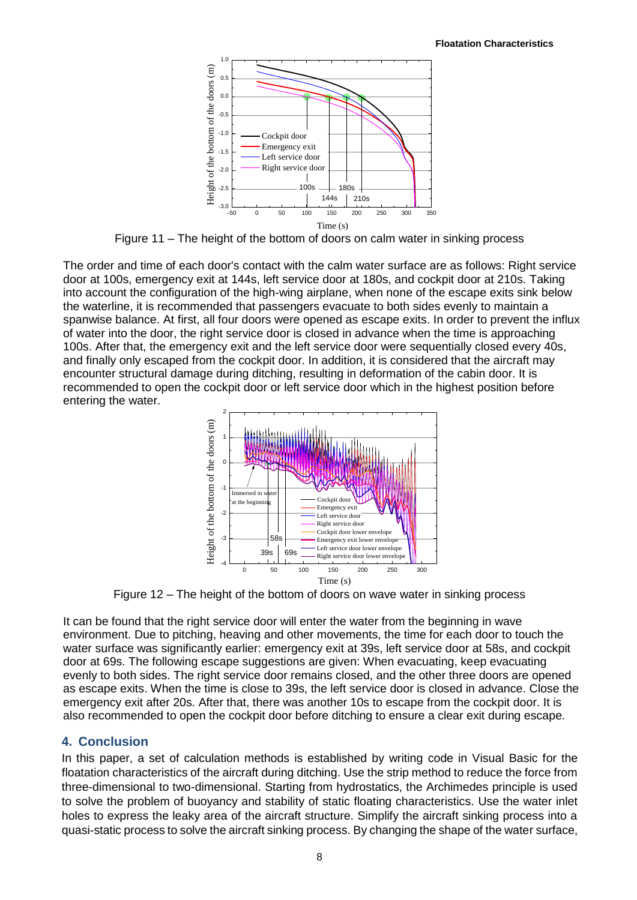Figure 11 – The height of the bottom of doors on calm water in sinking process

The order and time of each door's contact with the calm water surface are as follows: Right service door at 100s, emergency exit at 144s, left service door at 180s, and cockpit door at 210s. Taking into account the configuration of the high-wing airplane, when none of the escape exits sink below the waterline, it is recommended that passengers evacuate to both sides evenly to maintain a spanwise balance. At first, all four doors were opened as escape exits. In order to prevent the influx of water into the door, the right service door is closed in advance when the time is approaching 100s. After that, the emergency exit and the left service door were sequentially closed every 40s, and finally only escaped from the cockpit door. In addition, it is considered that the aircraft may encounter structural damage during ditching, resulting in deformation of the cabin door. It is recommended to open the cockpit door or left service door which in the highest position before entering the water.

Figure 12 – The height of the bottom of doors on wave water in sinking process

It can be found that the right service door will enter the water from the beginning in wave environment. Due to pitching, heaving and other movements, the time for each door to touch the water surface was significantly earlier: emergency exit at 39s, left service door at 58s, and cockpit door at 69s. The following escape suggestions are given: When evacuating, keep evacuating evenly to both sides. The right service door remains closed, and the other three doors are opened as escape exits. When the time is close to 39s, the left service door is closed in advance. Close the emergency exit after 20s. After that, there was another 10s to escape from the cockpit door. It is also recommended to open the cockpit door before ditching to ensure a clear exit during escape.

## 4. Conclusion

In this paper, a set of calculation methods is established by writing code in Visual Basic for the floatation characteristics of the aircraft during ditching. Use the strip method to reduce the force from three-dimensional to two-dimensional. Starting from hydrostatics, the Archimedes principle is used to solve the problem of buoyancy and stability of static floating characteristics. Use the water inlet holes to express the leaky area of the aircraft structure. Simplify the aircraft sinking process into a quasi-static process to solve the aircraft sinking process. By changing the shape of the water surface,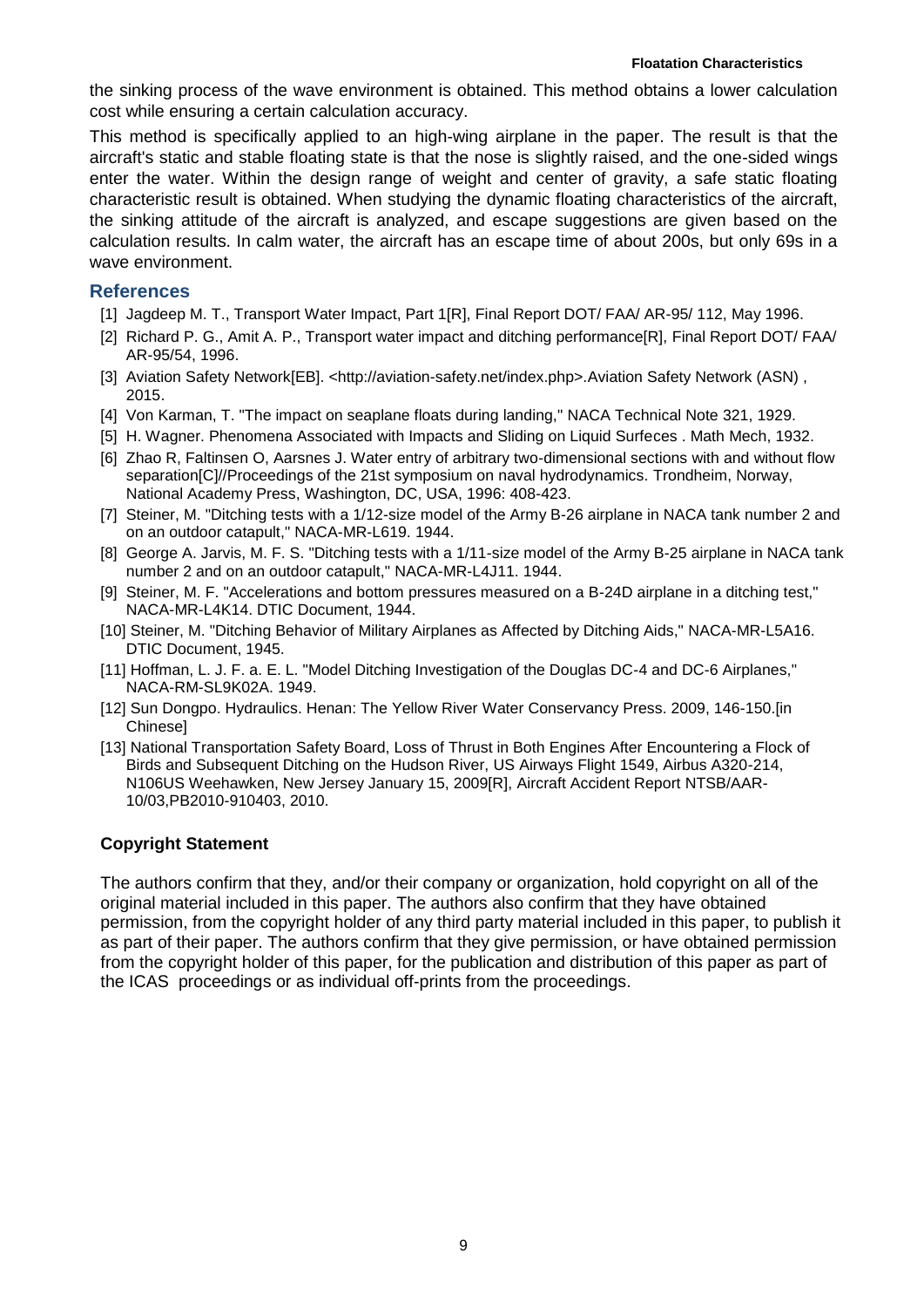the sinking process of the wave environment is obtained. This method obtains a lower calculation cost while ensuring a certain calculation accuracy.

This method is specifically applied to an high-wing airplane in the paper. The result is that the aircraft's static and stable floating state is that the nose is slightly raised, and the one-sided wings enter the water. Within the design range of weight and center of gravity, a safe static floating characteristic result is obtained. When studying the dynamic floating characteristics of the aircraft, the sinking attitude of the aircraft is analyzed, and escape suggestions are given based on the calculation results. In calm water, the aircraft has an escape time of about 200s, but only 69s in a wave environment.

## References

[1] Jagdeep M. T., Transport Water Impact, Part 1[R], Final Report DOT/ FAA/ AR-95/ 112, May 1996.

[2] Richard P. G., Amit A. P., Transport water impact and ditching performance[R], Final Report DOT/ FAA/ AR-95/54, 1996.

[3] Aviation Safety Network[EB]. <http://aviation-safety.net/index.php>.Aviation Safety Network (ASN) , 2015.

[4] Von Karman, T. "The impact on seaplane floats during landing," NACA Technical Note 321, 1929.

[5] H. Wagner. Phenomena Associated with Impacts and Sliding on Liquid Surfeces . Math Mech, 1932.

[6] Zhao R, Faltinsen O, Aarsnes J. Water entry of arbitrary two-dimensional sections with and without flow separation[C]//Proceedings of the 21st symposium on naval hydrodynamics. Trondheim, Norway, National Academy Press, Washington, DC, USA, 1996: 408-423.

[7] Steiner, M. "Ditching tests with a 1/12-size model of the Army B-26 airplane in NACA tank number 2 and on an outdoor catapult," NACA-MR-L619. 1944.

[8] George A. Jarvis, M. F. S. "Ditching tests with a 1/11-size model of the Army B-25 airplane in NACA tank number 2 and on an outdoor catapult," NACA-MR-L4J11. 1944.

[9] Steiner, M. F. "Accelerations and bottom pressures measured on a B-24D airplane in a ditching test," NACA-MR-L4K14. DTIC Document, 1944.

[10] Steiner, M. "Ditching Behavior of Military Airplanes as Affected by Ditching Aids," NACA-MR-L5A16. DTIC Document, 1945.

[11] Hoffman, L. J. F. a. E. L. "Model Ditching Investigation of the Douglas DC-4 and DC-6 Airplanes," NACA-RM-SL9K02A. 1949.

[12] Sun Dongpo. Hydraulics. Henan: The Yellow River Water Conservancy Press. 2009, 146-150.[in Chinese]

[13] National Transportation Safety Board, Loss of Thrust in Both Engines After Encountering a Flock of Birds and Subsequent Ditching on the Hudson River, US Airways Flight 1549, Airbus A320-214, N106US Weehawken, New Jersey January 15, 2009[R], Aircraft Accident Report NTSB/AAR-10/03,PB2010-910403, 2010.

### Copyright Statement

The authors confirm that they, and/or their company or organization, hold copyright on all of the original material included in this paper. The authors also confirm that they have obtained permission, from the copyright holder of any third party material included in this paper, to publish it as part of their paper. The authors confirm that they give permission, or have obtained permission from the copyright holder of this paper, for the publication and distribution of this paper as part of the ICAS proceedings or as individual off-prints from the proceedings.